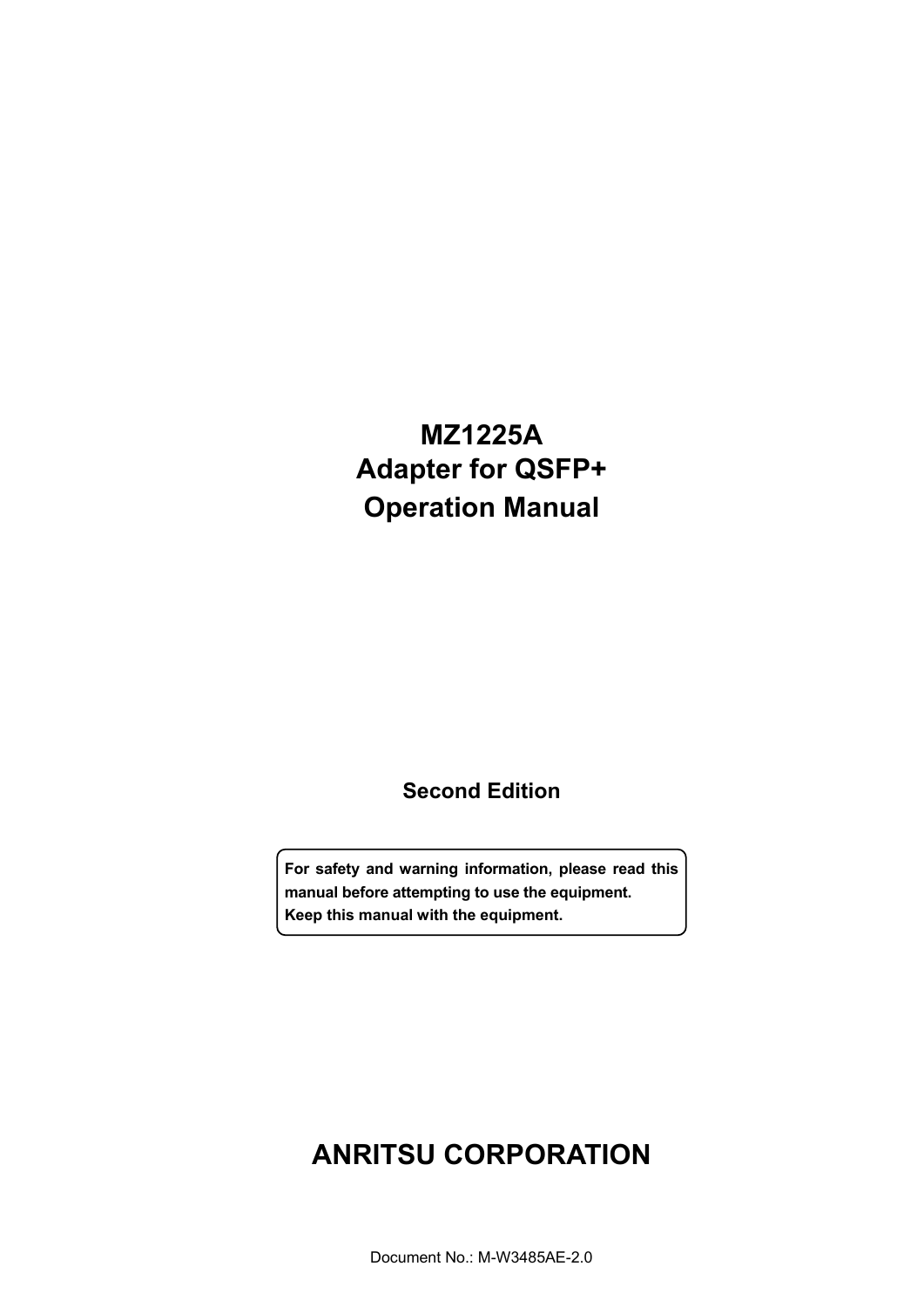# MZ1225A
# Adapter for QSFP+
# Operation Manual

**Second Edition**

**For safety and warning information, please read this manual before attempting to use the equipment.**
**Keep this manual with the equipment.**

# ANRITSU CORPORATION

Document No.: M-W3485AE-2.0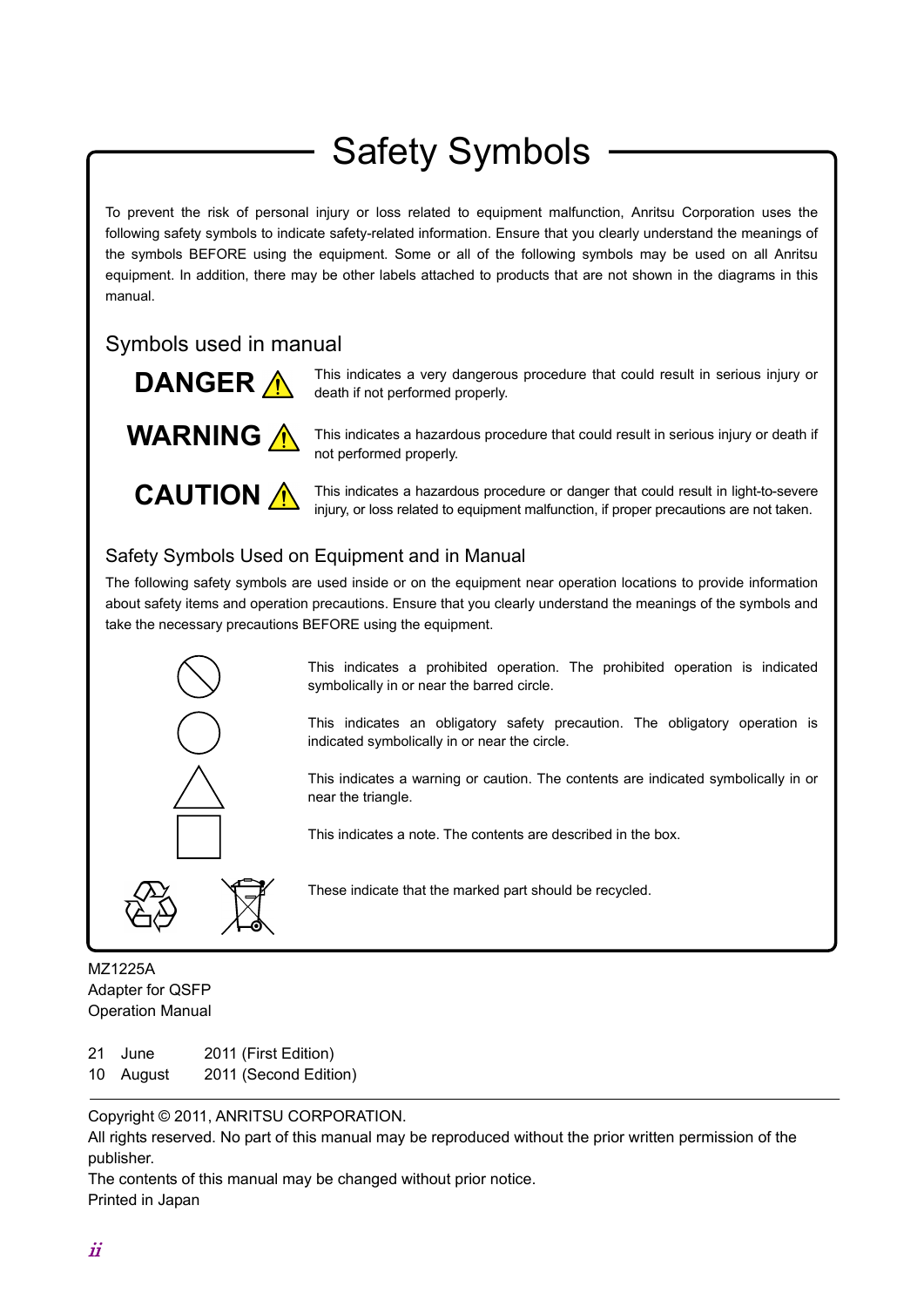# Safety Symbols

To prevent the risk of personal injury or loss related to equipment malfunction, Anritsu Corporation uses the following safety symbols to indicate safety-related information. Ensure that you clearly understand the meanings of the symbols BEFORE using the equipment. Some or all of the following symbols may be used on all Anritsu equipment. In addition, there may be other labels attached to products that are not shown in the diagrams in this manual.

## Symbols used in manual

**DANGER** ⚠ This indicates a very dangerous procedure that could result in serious injury or death if not performed properly.

**WARNING** ⚠ This indicates a hazardous procedure that could result in serious injury or death if not performed properly.

**CAUTION** ⚠ This indicates a hazardous procedure or danger that could result in light-to-severe injury, or loss related to equipment malfunction, if proper precautions are not taken.

## Safety Symbols Used on Equipment and in Manual

The following safety symbols are used inside or on the equipment near operation locations to provide information about safety items and operation precautions. Ensure that you clearly understand the meanings of the symbols and take the necessary precautions BEFORE using the equipment.

This indicates a prohibited operation. The prohibited operation is indicated symbolically in or near the barred circle.

This indicates an obligatory safety precaution. The obligatory operation is indicated symbolically in or near the circle.

This indicates a warning or caution. The contents are indicated symbolically in or near the triangle.

This indicates a note. The contents are described in the box.

These indicate that the marked part should be recycled.

MZ1225A
Adapter for QSFP
Operation Manual

21 June 2011 (First Edition)
10 August 2011 (Second Edition)

Copyright © 2011, ANRITSU CORPORATION.
All rights reserved. No part of this manual may be reproduced without the prior written permission of the publisher.
The contents of this manual may be changed without prior notice.
Printed in Japan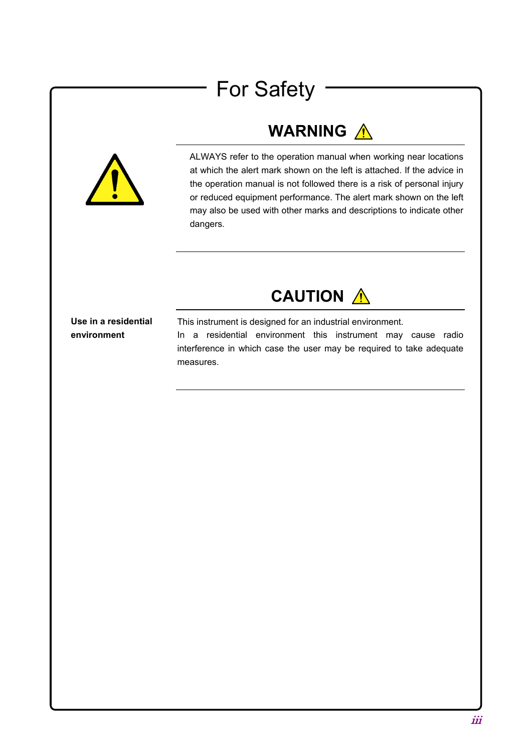# For Safety

## WARNING ⚠

ALWAYS refer to the operation manual when working near locations at which the alert mark shown on the left is attached. If the advice in the operation manual is not followed there is a risk of personal injury or reduced equipment performance. The alert mark shown on the left may also be used with other marks and descriptions to indicate other dangers.

## CAUTION ⚠

**Use in a residential environment**

This instrument is designed for an industrial environment.
In a residential environment this instrument may cause radio interference in which case the user may be required to take adequate measures.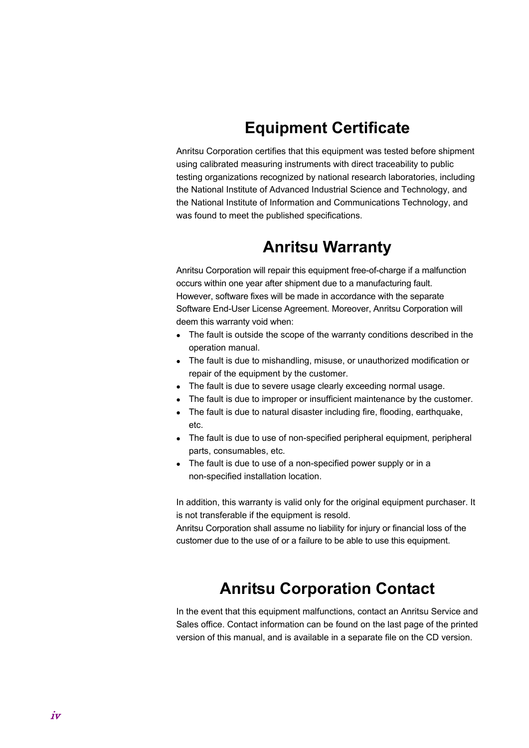# Equipment Certificate

Anritsu Corporation certifies that this equipment was tested before shipment using calibrated measuring instruments with direct traceability to public testing organizations recognized by national research laboratories, including the National Institute of Advanced Industrial Science and Technology, and the National Institute of Information and Communications Technology, and was found to meet the published specifications.

# Anritsu Warranty

Anritsu Corporation will repair this equipment free-of-charge if a malfunction occurs within one year after shipment due to a manufacturing fault.
However, software fixes will be made in accordance with the separate Software End-User License Agreement. Moreover, Anritsu Corporation will deem this warranty void when:

- The fault is outside the scope of the warranty conditions described in the operation manual.
- The fault is due to mishandling, misuse, or unauthorized modification or repair of the equipment by the customer.
- The fault is due to severe usage clearly exceeding normal usage.
- The fault is due to improper or insufficient maintenance by the customer.
- The fault is due to natural disaster including fire, flooding, earthquake, etc.
- The fault is due to use of non-specified peripheral equipment, peripheral parts, consumables, etc.
- The fault is due to use of a non-specified power supply or in a non-specified installation location.

In addition, this warranty is valid only for the original equipment purchaser. It is not transferable if the equipment is resold.
Anritsu Corporation shall assume no liability for injury or financial loss of the customer due to the use of or a failure to be able to use this equipment.

# Anritsu Corporation Contact

In the event that this equipment malfunctions, contact an Anritsu Service and Sales office. Contact information can be found on the last page of the printed version of this manual, and is available in a separate file on the CD version.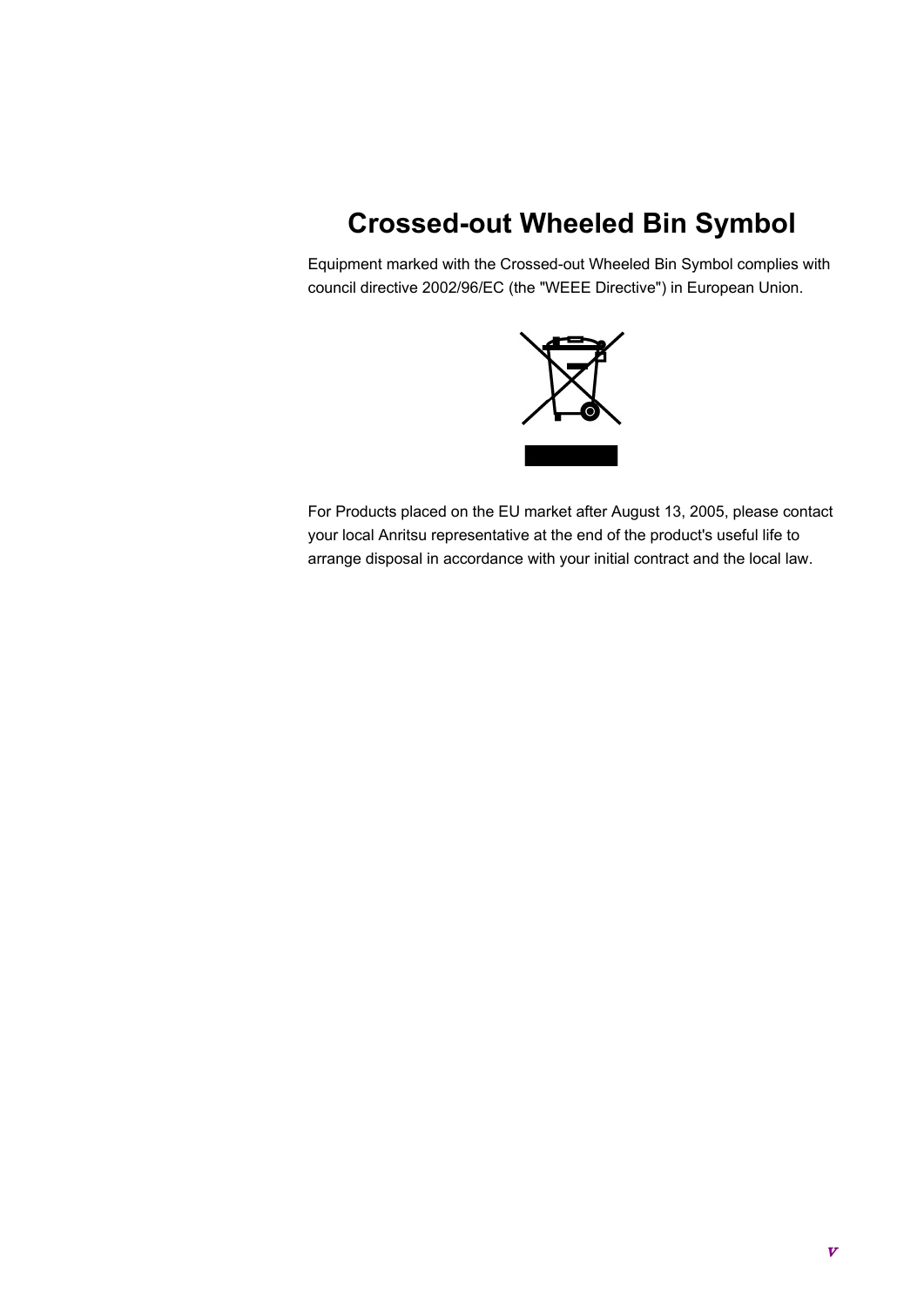# Crossed-out Wheeled Bin Symbol

Equipment marked with the Crossed-out Wheeled Bin Symbol complies with council directive 2002/96/EC (the "WEEE Directive") in European Union.

For Products placed on the EU market after August 13, 2005, please contact your local Anritsu representative at the end of the product's useful life to arrange disposal in accordance with your initial contract and the local law.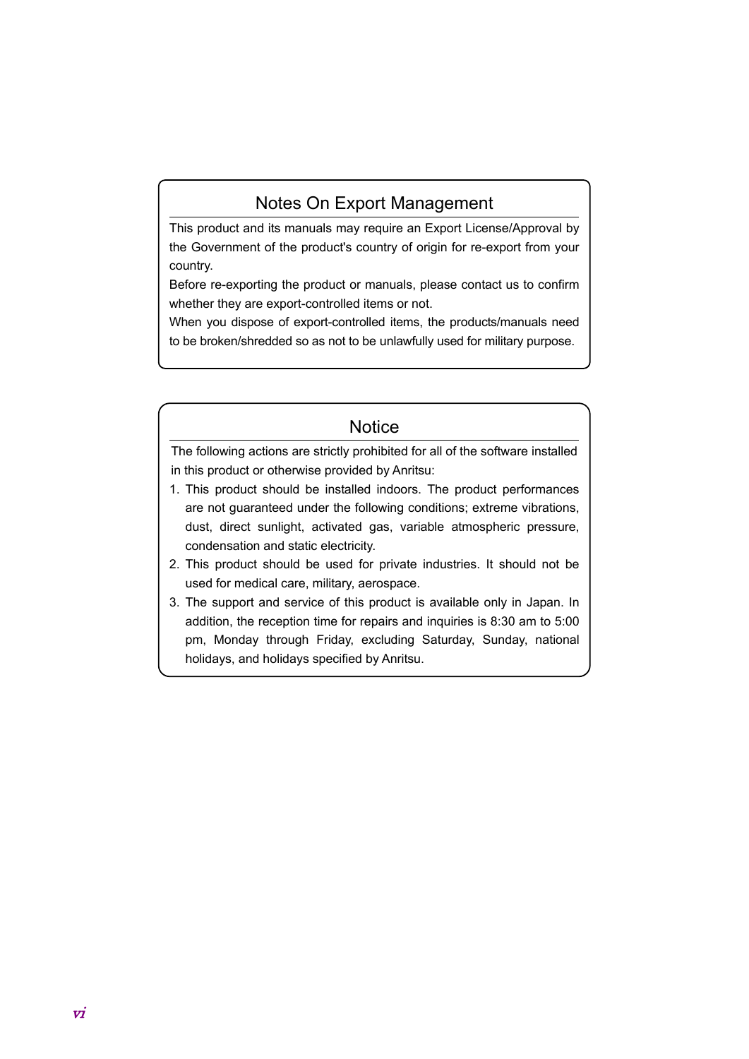## Notes On Export Management

This product and its manuals may require an Export License/Approval by the Government of the product's country of origin for re-export from your country.

Before re-exporting the product or manuals, please contact us to confirm whether they are export-controlled items or not.

When you dispose of export-controlled items, the products/manuals need to be broken/shredded so as not to be unlawfully used for military purpose.

## Notice

The following actions are strictly prohibited for all of the software installed in this product or otherwise provided by Anritsu:

1. This product should be installed indoors. The product performances are not guaranteed under the following conditions; extreme vibrations, dust, direct sunlight, activated gas, variable atmospheric pressure, condensation and static electricity.
2. This product should be used for private industries. It should not be used for medical care, military, aerospace.
3. The support and service of this product is available only in Japan. In addition, the reception time for repairs and inquiries is 8:30 am to 5:00 pm, Monday through Friday, excluding Saturday, Sunday, national holidays, and holidays specified by Anritsu.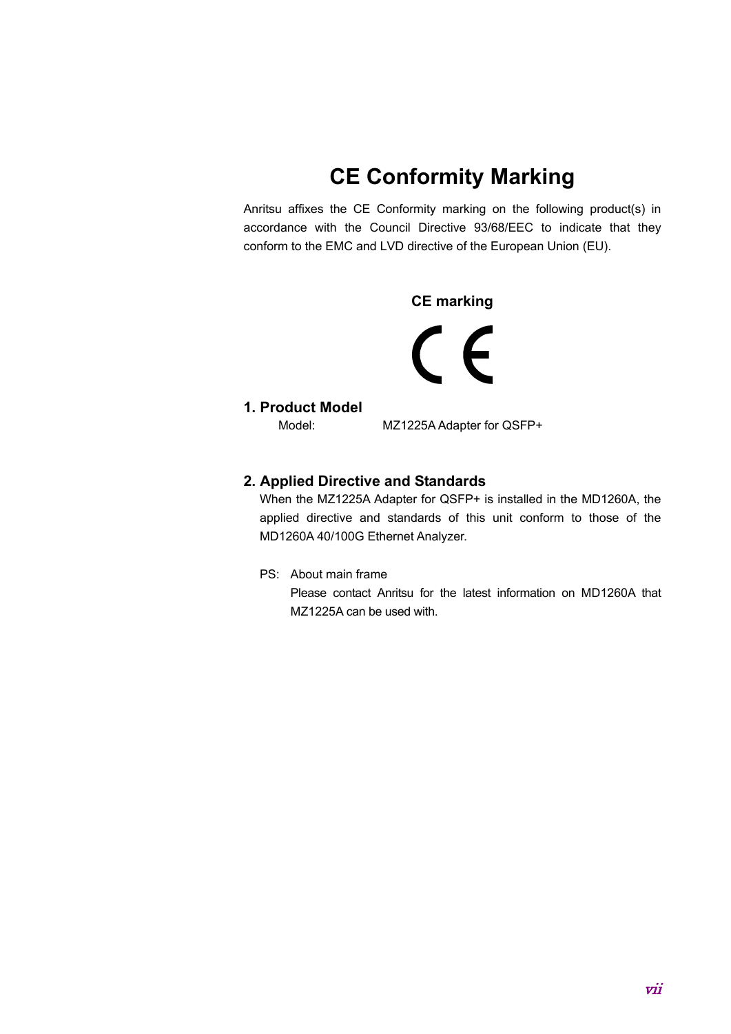# CE Conformity Marking

Anritsu affixes the CE Conformity marking on the following product(s) in accordance with the Council Directive 93/68/EEC to indicate that they conform to the EMC and LVD directive of the European Union (EU).

**CE marking**

## 1. Product Model

Model: MZ1225A Adapter for QSFP+

## 2. Applied Directive and Standards

When the MZ1225A Adapter for QSFP+ is installed in the MD1260A, the applied directive and standards of this unit conform to those of the MD1260A 40/100G Ethernet Analyzer.

PS: About main frame

Please contact Anritsu for the latest information on MD1260A that MZ1225A can be used with.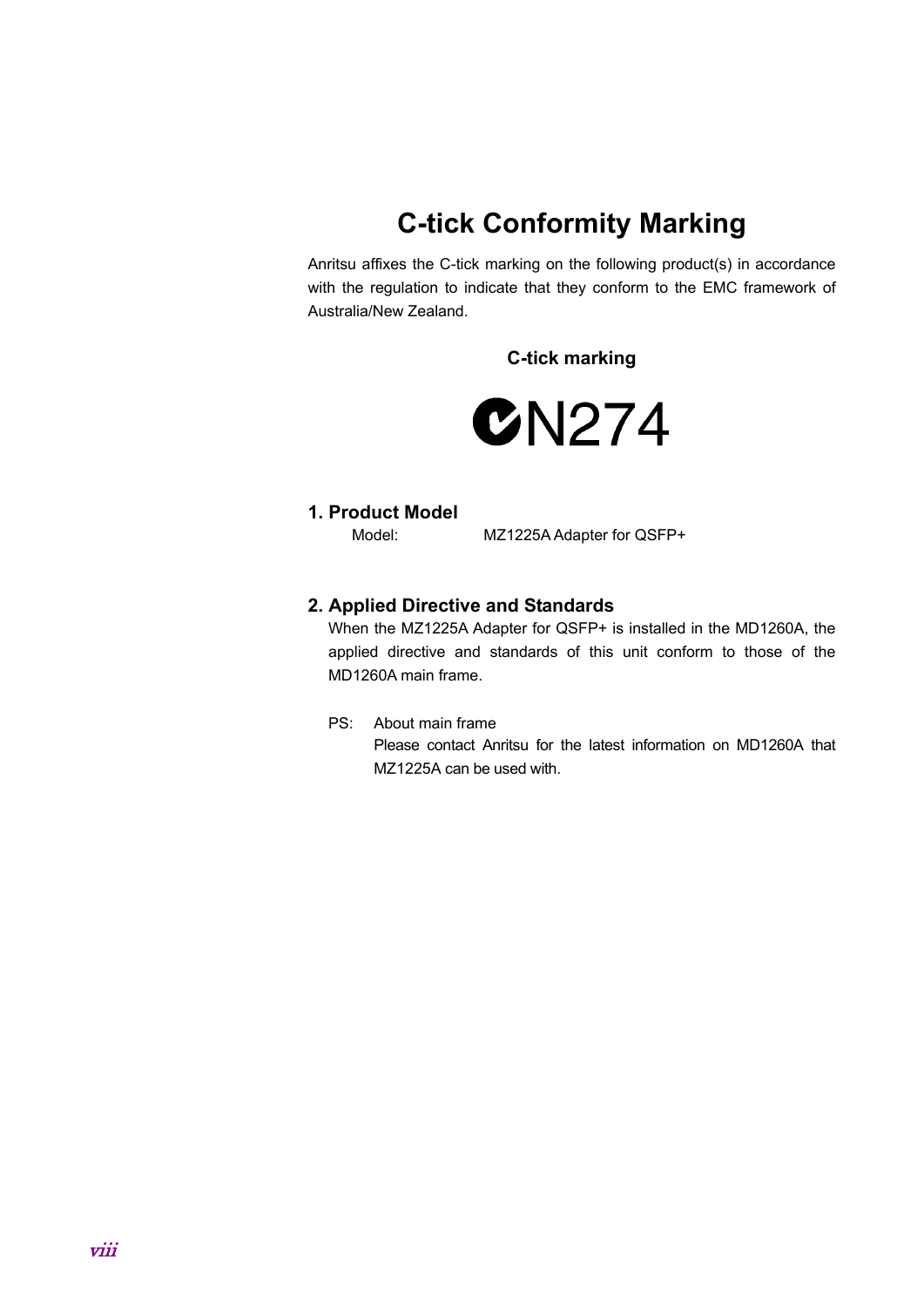# C-tick Conformity Marking

Anritsu affixes the C-tick marking on the following product(s) in accordance with the regulation to indicate that they conform to the EMC framework of Australia/New Zealand.

**C-tick marking**

N274

## 1. Product Model

Model: MZ1225A Adapter for QSFP+

## 2. Applied Directive and Standards

When the MZ1225A Adapter for QSFP+ is installed in the MD1260A, the applied directive and standards of this unit conform to those of the MD1260A main frame.

PS: About main frame

Please contact Anritsu for the latest information on MD1260A that MZ1225A can be used with.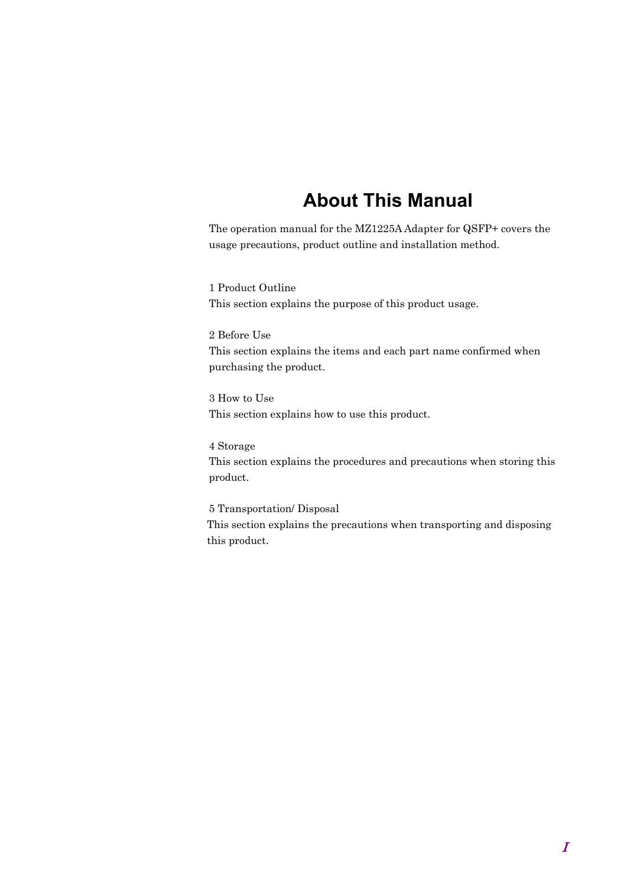# About This Manual

The operation manual for the MZ1225A Adapter for QSFP+ covers the usage precautions, product outline and installation method.

1 Product Outline
This section explains the purpose of this product usage.

2 Before Use
This section explains the items and each part name confirmed when purchasing the product.

3 How to Use
This section explains how to use this product.

4 Storage
This section explains the procedures and precautions when storing this product.

5 Transportation/ Disposal
This section explains the precautions when transporting and disposing this product.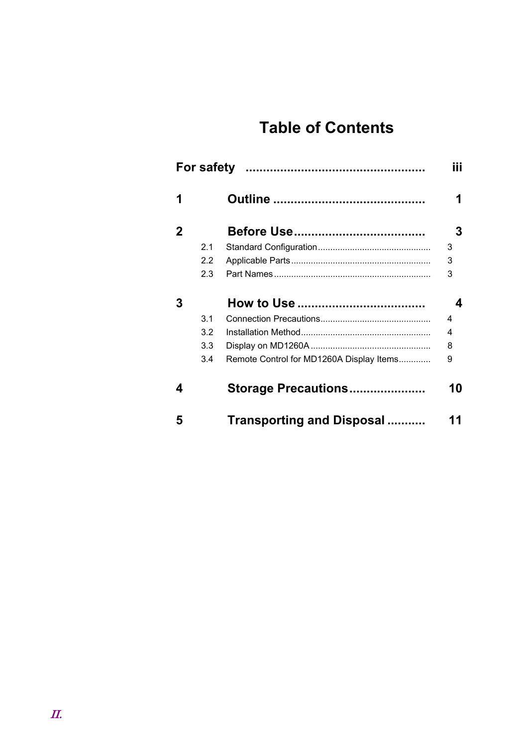# Table of Contents

**For safety** ............................................... **iii**

**1 Outline** ............................................... **1**

**2 Before Use** ............................................... **3**

- 2.1 Standard Configuration ............................................... 3
- 2.2 Applicable Parts ............................................... 3
- 2.3 Part Names ............................................... 3

**3 How to Use** ............................................... **4**

- 3.1 Connection Precautions ............................................... 4
- 3.2 Installation Method ............................................... 4
- 3.3 Display on MD1260A ............................................... 8
- 3.4 Remote Control for MD1260A Display Items ............................................... 9

**4 Storage Precautions** ............................................... **10**

**5 Transporting and Disposal** ............................................... **11**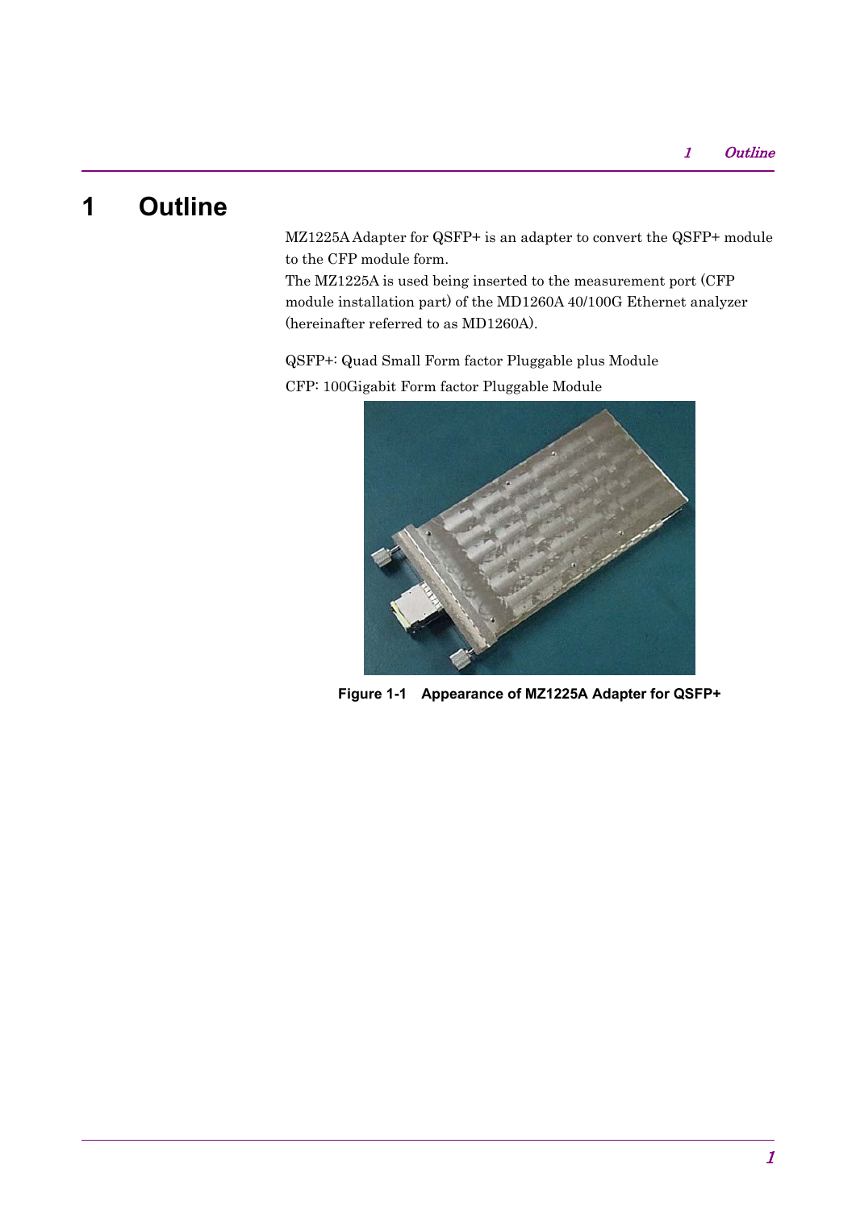# 1 Outline

MZ1225A Adapter for QSFP+ is an adapter to convert the QSFP+ module to the CFP module form.
The MZ1225A is used being inserted to the measurement port (CFP module installation part) of the MD1260A 40/100G Ethernet analyzer (hereinafter referred to as MD1260A).

QSFP+: Quad Small Form factor Pluggable plus Module

CFP: 100Gigabit Form factor Pluggable Module

**Figure 1-1 Appearance of MZ1225A Adapter for QSFP+**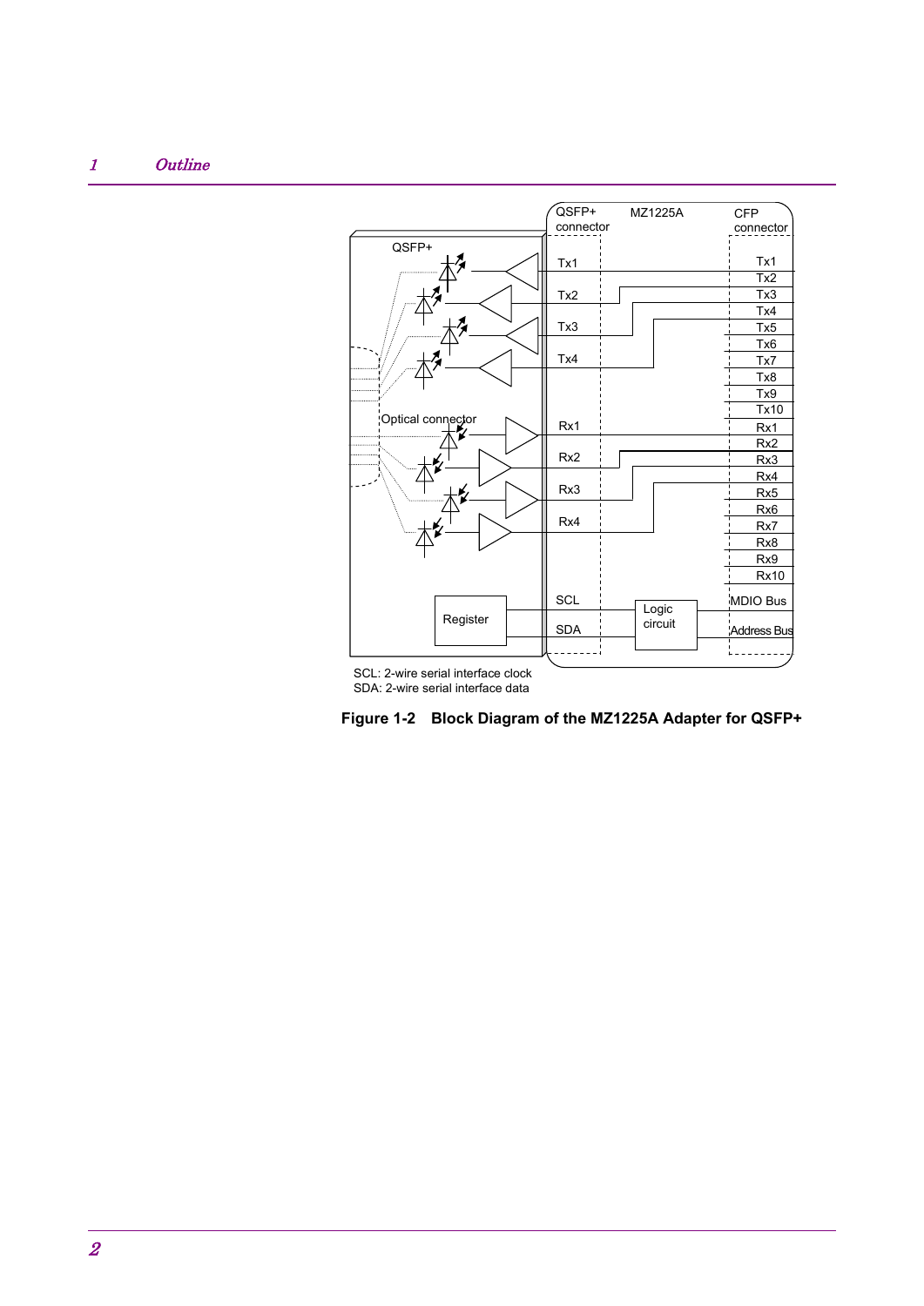SCL: 2-wire serial interface clock
SDA: 2-wire serial interface data

**Figure 1-2 Block Diagram of the MZ1225A Adapter for QSFP+**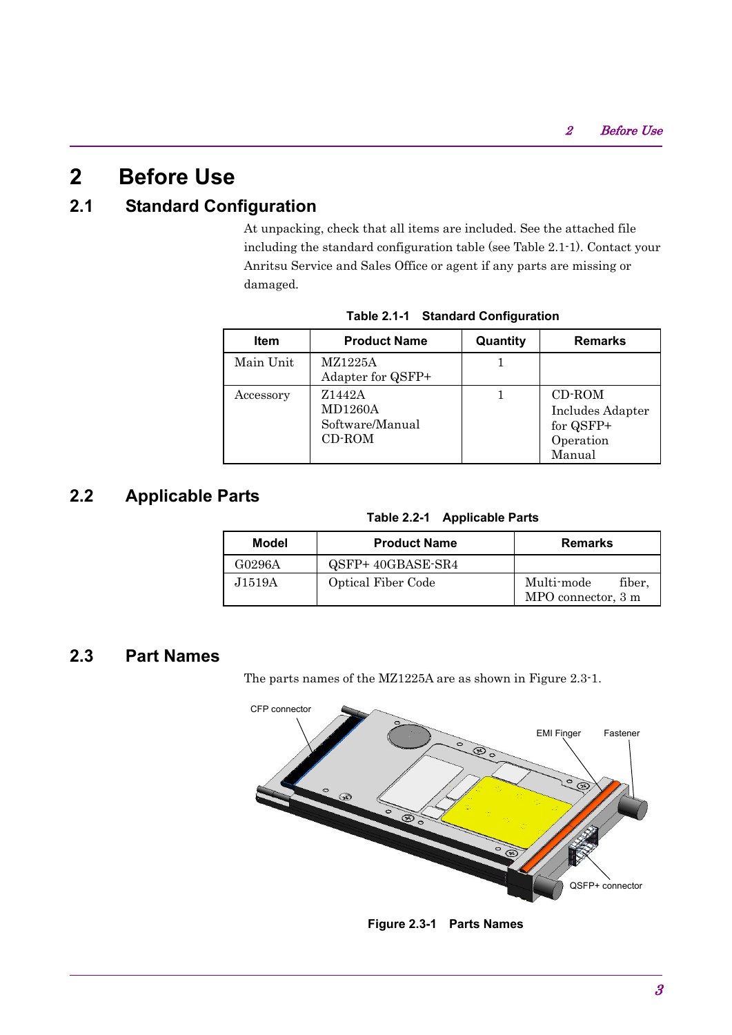# 2 Before Use

## 2.1 Standard Configuration

At unpacking, check that all items are included. See the attached file including the standard configuration table (see Table 2.1-1). Contact your Anritsu Service and Sales Office or agent if any parts are missing or damaged.

**Table 2.1-1 Standard Configuration**

| Item | Product Name | Quantity | Remarks |
|---|---|---|---|
| Main Unit | MZ1225A Adapter for QSFP+ | 1 | |
| Accessory | Z1442A MD1260A Software/Manual CD-ROM | 1 | CD-ROM Includes Adapter for QSFP+ Operation Manual |

## 2.2 Applicable Parts

**Table 2.2-1 Applicable Parts**

| Model | Product Name | Remarks |
|---|---|---|
| G0296A | QSFP+ 40GBASE-SR4 | |
| J1519A | Optical Fiber Code | Multi-mode fiber, MPO connector, 3 m |

## 2.3 Part Names

The parts names of the MZ1225A are as shown in Figure 2.3-1.

CFP connector, EMI Finger, Fastener, QSFP+ connector

**Figure 2.3-1 Parts Names**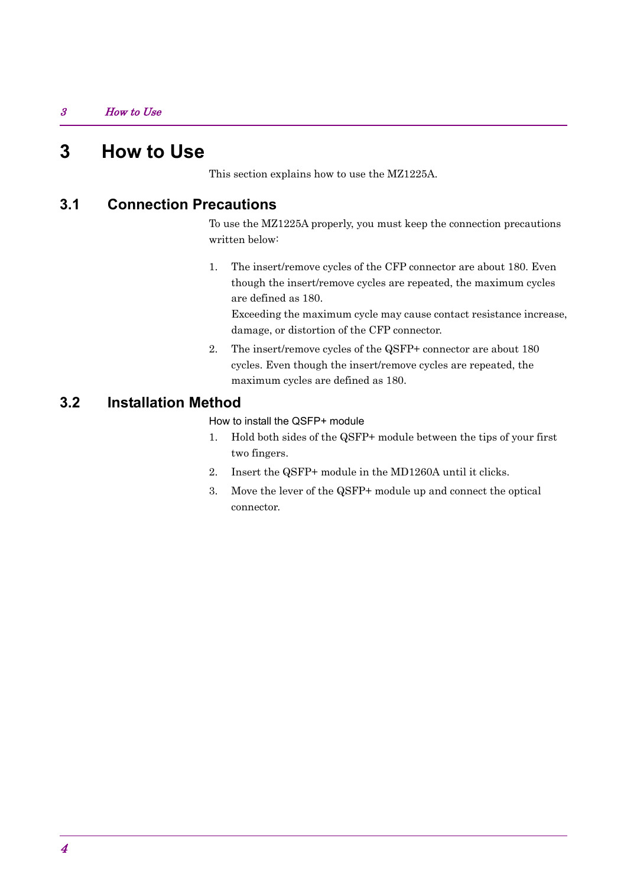# 3 How to Use

This section explains how to use the MZ1225A.

## 3.1 Connection Precautions

To use the MZ1225A properly, you must keep the connection precautions written below:

1. The insert/remove cycles of the CFP connector are about 180. Even though the insert/remove cycles are repeated, the maximum cycles are defined as 180.
   Exceeding the maximum cycle may cause contact resistance increase, damage, or distortion of the CFP connector.
2. The insert/remove cycles of the QSFP+ connector are about 180 cycles. Even though the insert/remove cycles are repeated, the maximum cycles are defined as 180.

## 3.2 Installation Method

How to install the QSFP+ module

1. Hold both sides of the QSFP+ module between the tips of your first two fingers.
2. Insert the QSFP+ module in the MD1260A until it clicks.
3. Move the lever of the QSFP+ module up and connect the optical connector.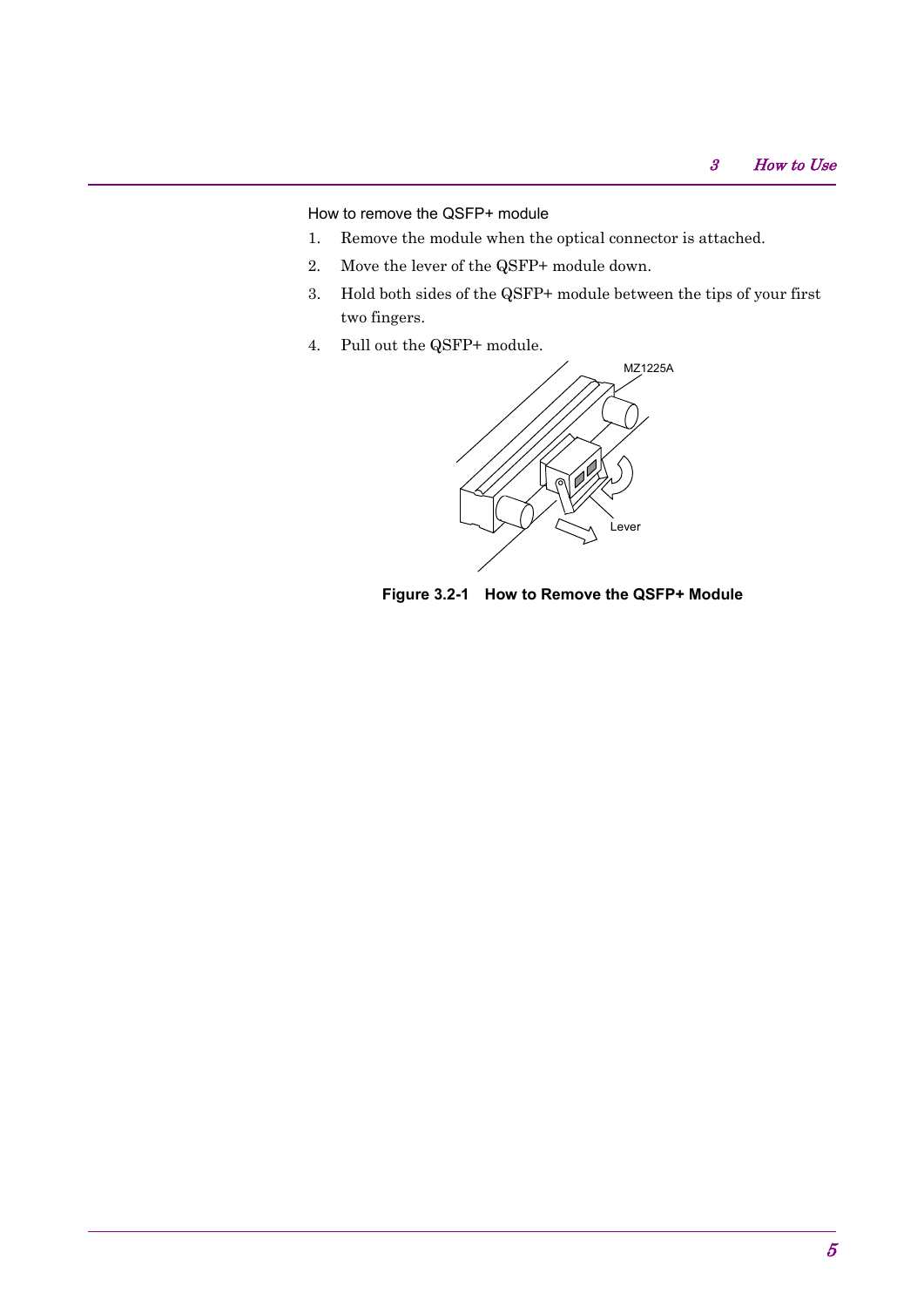How to remove the QSFP+ module

1. Remove the module when the optical connector is attached.
2. Move the lever of the QSFP+ module down.
3. Hold both sides of the QSFP+ module between the tips of your first two fingers.
4. Pull out the QSFP+ module.

MZ1225A

Lever

**Figure 3.2-1 How to Remove the QSFP+ Module**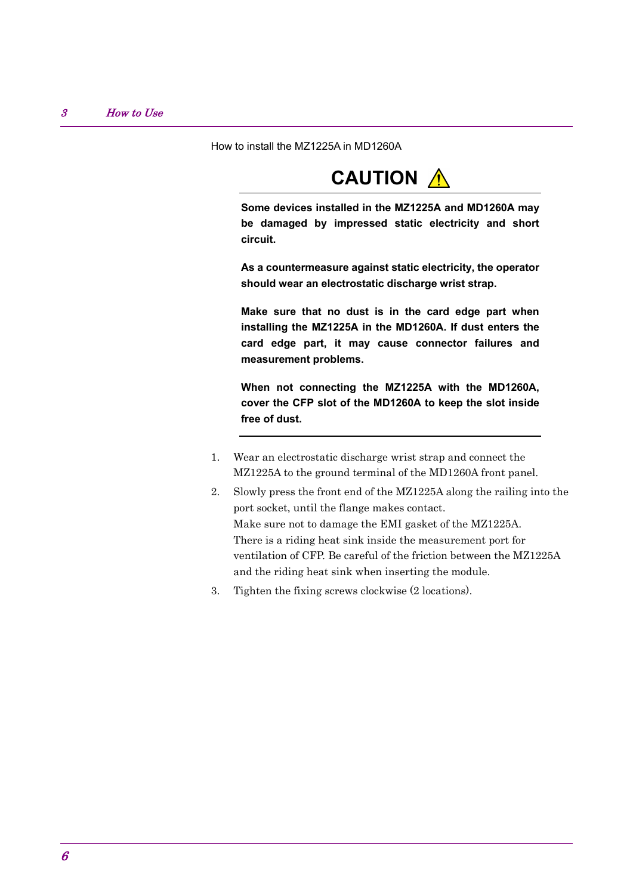How to install the MZ1225A in MD1260A

## CAUTION ⚠

**Some devices installed in the MZ1225A and MD1260A may be damaged by impressed static electricity and short circuit.**

**As a countermeasure against static electricity, the operator should wear an electrostatic discharge wrist strap.**

**Make sure that no dust is in the card edge part when installing the MZ1225A in the MD1260A. If dust enters the card edge part, it may cause connector failures and measurement problems.**

**When not connecting the MZ1225A with the MD1260A, cover the CFP slot of the MD1260A to keep the slot inside free of dust.**

1. Wear an electrostatic discharge wrist strap and connect the MZ1225A to the ground terminal of the MD1260A front panel.
2. Slowly press the front end of the MZ1225A along the railing into the port socket, until the flange makes contact.
   Make sure not to damage the EMI gasket of the MZ1225A.
   There is a riding heat sink inside the measurement port for ventilation of CFP. Be careful of the friction between the MZ1225A and the riding heat sink when inserting the module.
3. Tighten the fixing screws clockwise (2 locations).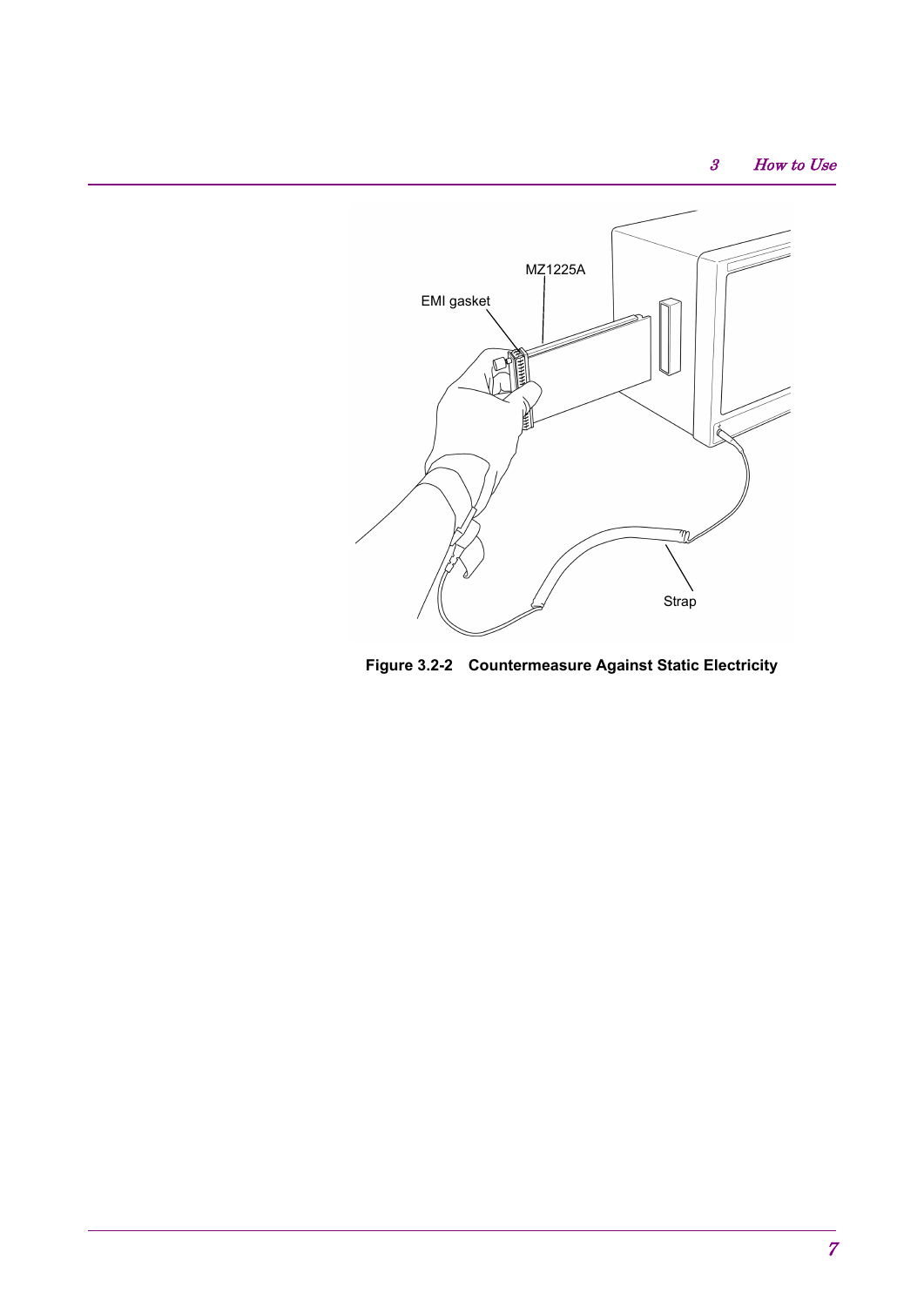Figure 3.2-2 Countermeasure Against Static Electricity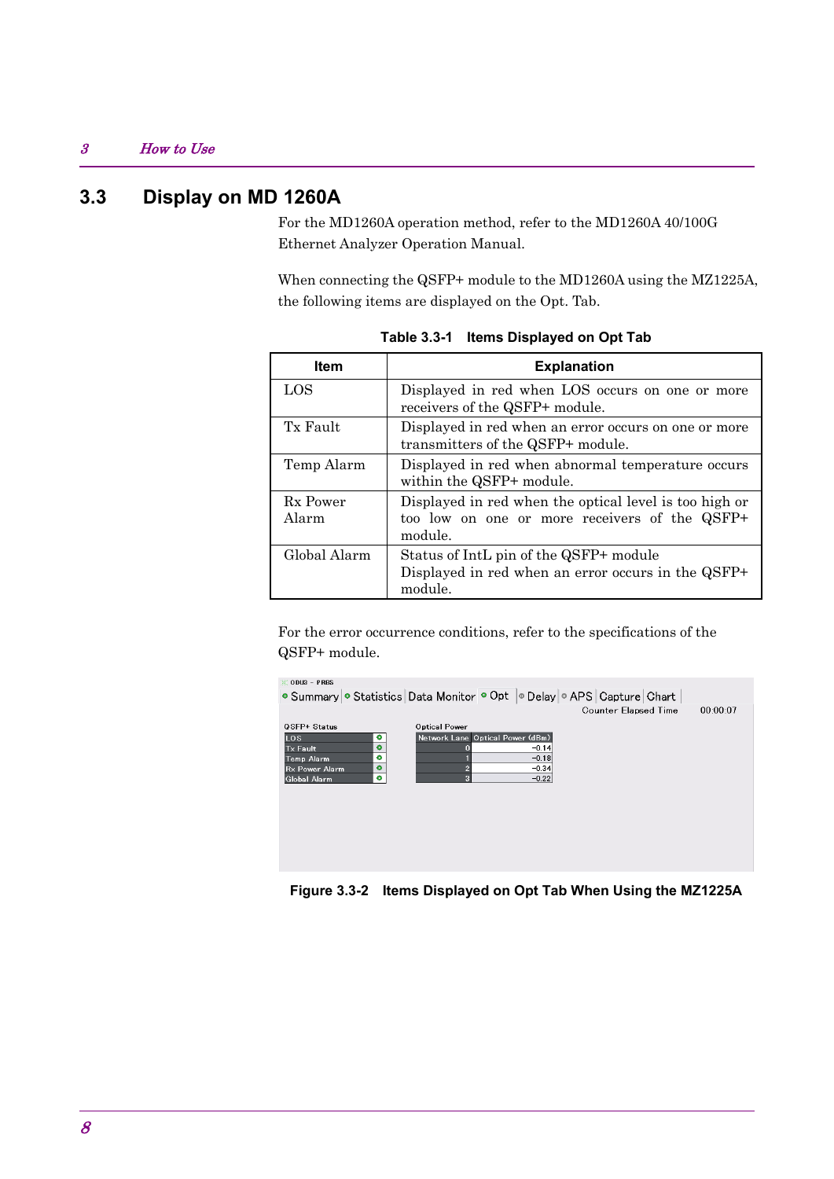## 3.3 Display on MD 1260A

For the MD1260A operation method, refer to the MD1260A 40/100G Ethernet Analyzer Operation Manual.

When connecting the QSFP+ module to the MD1260A using the MZ1225A, the following items are displayed on the Opt. Tab.

**Table 3.3-1 Items Displayed on Opt Tab**

| Item | Explanation |
|---|---|
| LOS | Displayed in red when LOS occurs on one or more receivers of the QSFP+ module. |
| Tx Fault | Displayed in red when an error occurs on one or more transmitters of the QSFP+ module. |
| Temp Alarm | Displayed in red when abnormal temperature occurs within the QSFP+ module. |
| Rx Power Alarm | Displayed in red when the optical level is too high or too low on one or more receivers of the QSFP+ module. |
| Global Alarm | Status of IntL pin of the QSFP+ module<br>Displayed in red when an error occurs in the QSFP+ module. |

For the error occurrence conditions, refer to the specifications of the QSFP+ module.

**Figure 3.3-2 Items Displayed on Opt Tab When Using the MZ1225A**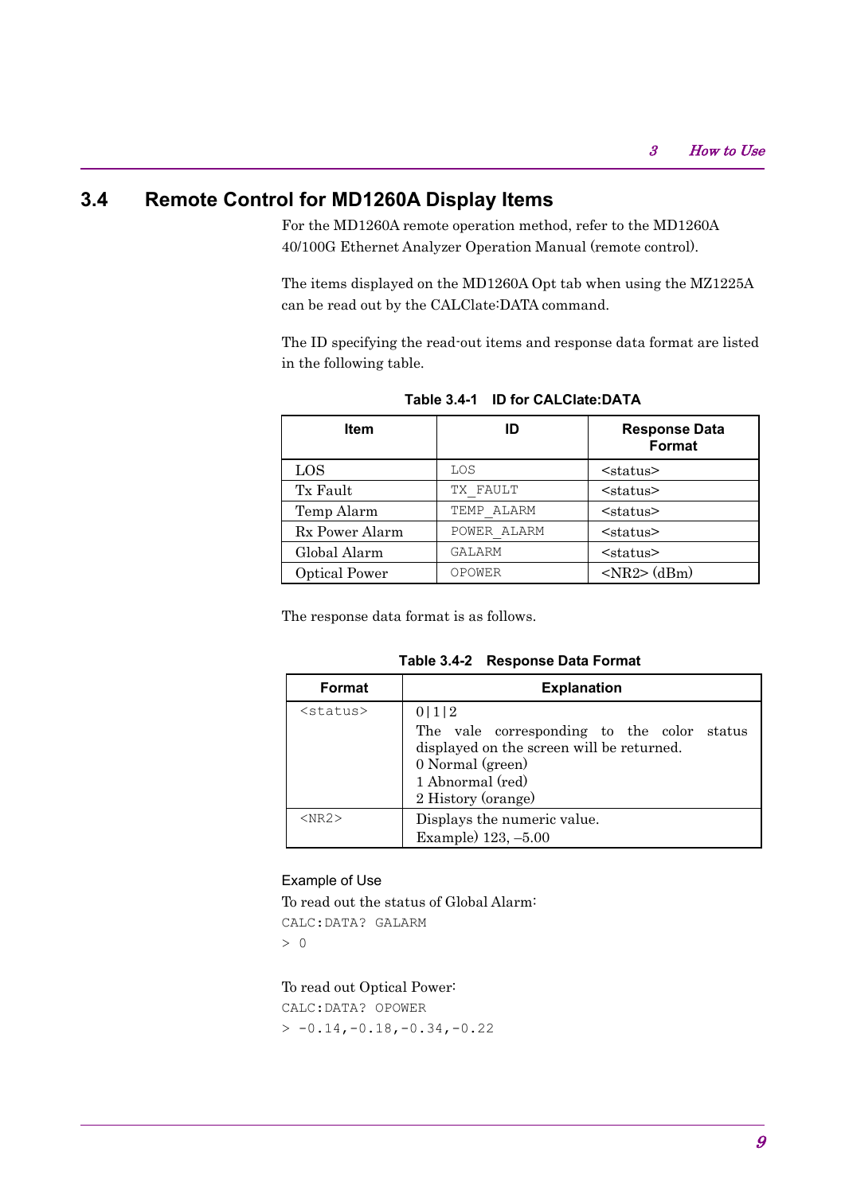## 3.4 Remote Control for MD1260A Display Items

For the MD1260A remote operation method, refer to the MD1260A 40/100G Ethernet Analyzer Operation Manual (remote control).

The items displayed on the MD1260A Opt tab when using the MZ1225A can be read out by the CALClate:DATA command.

The ID specifying the read-out items and response data format are listed in the following table.

**Table 3.4-1 ID for CALClate:DATA**

| Item | ID | Response Data Format |
|---|---|---|
| LOS | LOS | <status> |
| Tx Fault | TX_FAULT | <status> |
| Temp Alarm | TEMP_ALARM | <status> |
| Rx Power Alarm | POWER_ALARM | <status> |
| Global Alarm | GALARM | <status> |
| Optical Power | OPOWER | <NR2> (dBm) |

The response data format is as follows.

**Table 3.4-2 Response Data Format**

| Format | Explanation |
|---|---|
| <status> | 0\|1\|2<br>The vale corresponding to the color status displayed on the screen will be returned.<br>0 Normal (green)<br>1 Abnormal (red)<br>2 History (orange) |
| <NR2> | Displays the numeric value.<br>Example) 123, –5.00 |

Example of Use

To read out the status of Global Alarm:

```
CALC:DATA? GALARM
> 0
```

To read out Optical Power:

```
CALC:DATA? OPOWER
> -0.14,-0.18,-0.34,-0.22
```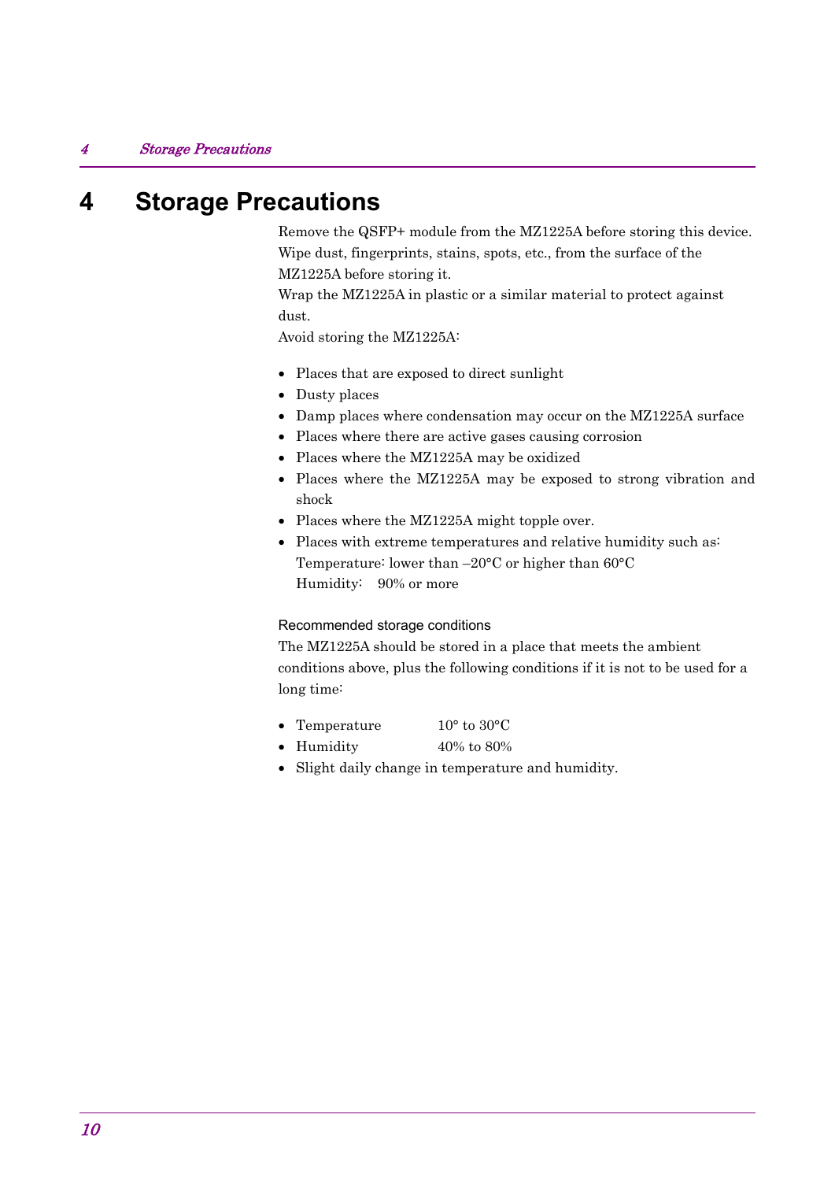# 4 Storage Precautions

Remove the QSFP+ module from the MZ1225A before storing this device.
Wipe dust, fingerprints, stains, spots, etc., from the surface of the MZ1225A before storing it.
Wrap the MZ1225A in plastic or a similar material to protect against dust.
Avoid storing the MZ1225A:

- Places that are exposed to direct sunlight
- Dusty places
- Damp places where condensation may occur on the MZ1225A surface
- Places where there are active gases causing corrosion
- Places where the MZ1225A may be oxidized
- Places where the MZ1225A may be exposed to strong vibration and shock
- Places where the MZ1225A might topple over.
- Places with extreme temperatures and relative humidity such as:
  Temperature: lower than –20°C or higher than 60°C
  Humidity:  90% or more

Recommended storage conditions

The MZ1225A should be stored in a place that meets the ambient conditions above, plus the following conditions if it is not to be used for a long time:

- Temperature  10° to 30°C
- Humidity  40% to 80%
- Slight daily change in temperature and humidity.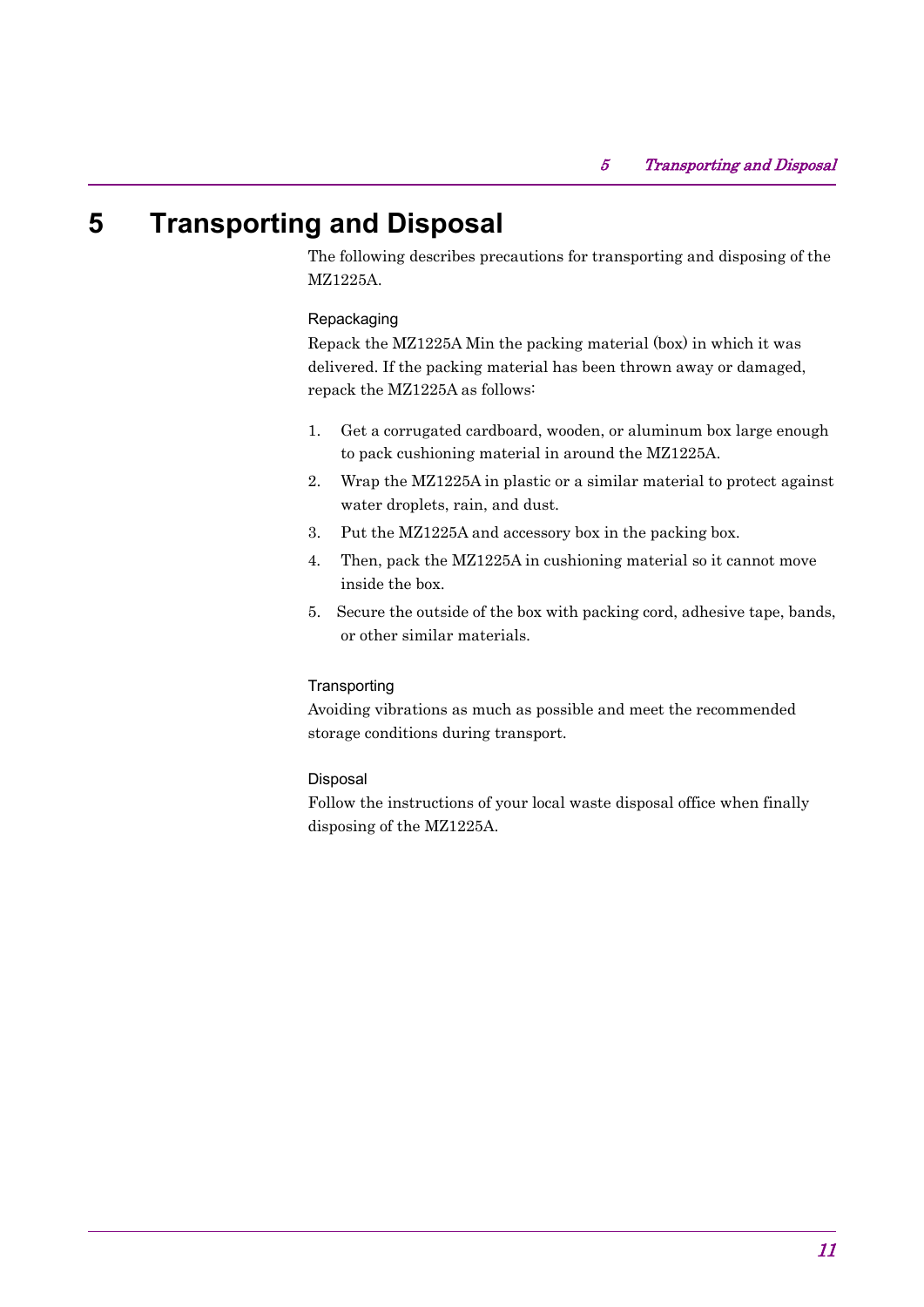# 5 Transporting and Disposal

The following describes precautions for transporting and disposing of the MZ1225A.

### Repackaging

Repack the MZ1225A Min the packing material (box) in which it was delivered. If the packing material has been thrown away or damaged, repack the MZ1225A as follows:

1. Get a corrugated cardboard, wooden, or aluminum box large enough to pack cushioning material in around the MZ1225A.
2. Wrap the MZ1225A in plastic or a similar material to protect against water droplets, rain, and dust.
3. Put the MZ1225A and accessory box in the packing box.
4. Then, pack the MZ1225A in cushioning material so it cannot move inside the box.
5. Secure the outside of the box with packing cord, adhesive tape, bands, or other similar materials.

### Transporting

Avoiding vibrations as much as possible and meet the recommended storage conditions during transport.

### Disposal

Follow the instructions of your local waste disposal office when finally disposing of the MZ1225A.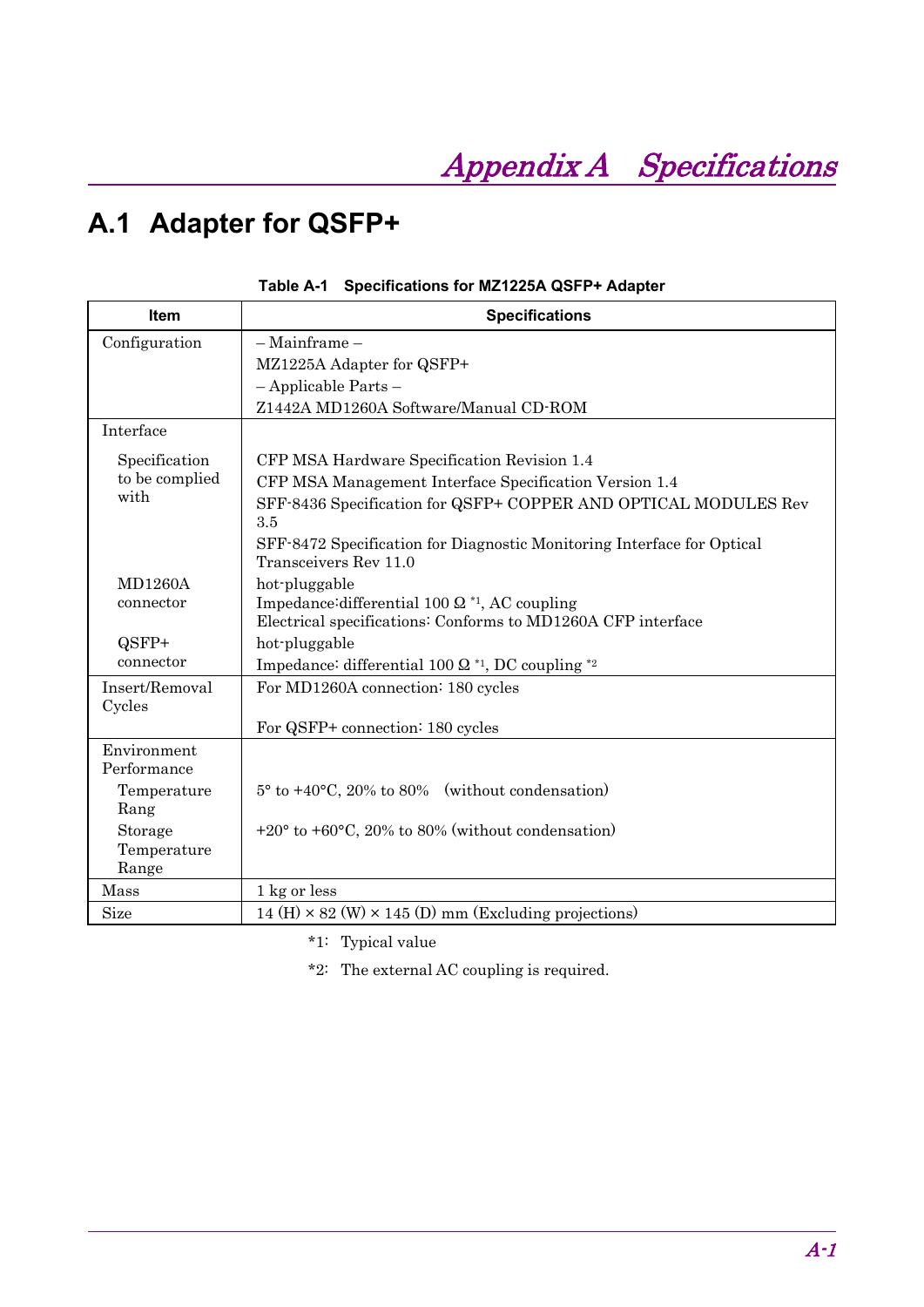# Appendix A Specifications

## A.1 Adapter for QSFP+

**Table A-1 Specifications for MZ1225A QSFP+ Adapter**

| Item | Specifications |
|---|---|
| Configuration | – Mainframe –<br>MZ1225A Adapter for QSFP+<br>– Applicable Parts –<br>Z1442A MD1260A Software/Manual CD-ROM |
| Interface | |
| Specification to be complied with | CFP MSA Hardware Specification Revision 1.4<br>CFP MSA Management Interface Specification Version 1.4<br>SFF-8436 Specification for QSFP+ COPPER AND OPTICAL MODULES Rev 3.5<br>SFF-8472 Specification for Diagnostic Monitoring Interface for Optical Transceivers Rev 11.0 |
| MD1260A connector | hot-pluggable<br>Impedance:differential 100 Ω *1, AC coupling<br>Electrical specifications: Conforms to MD1260A CFP interface |
| QSFP+ connector | hot-pluggable<br>Impedance: differential 100 Ω *1, DC coupling *2 |
| Insert/Removal Cycles | For MD1260A connection: 180 cycles<br>For QSFP+ connection: 180 cycles |
| Environment Performance | |
| Temperature Rang | 5° to +40°C, 20% to 80% (without condensation) |
| Storage Temperature Range | +20° to +60°C, 20% to 80% (without condensation) |
| Mass | 1 kg or less |
| Size | 14 (H) × 82 (W) × 145 (D) mm (Excluding projections) |

*1: Typical value

*2: The external AC coupling is required.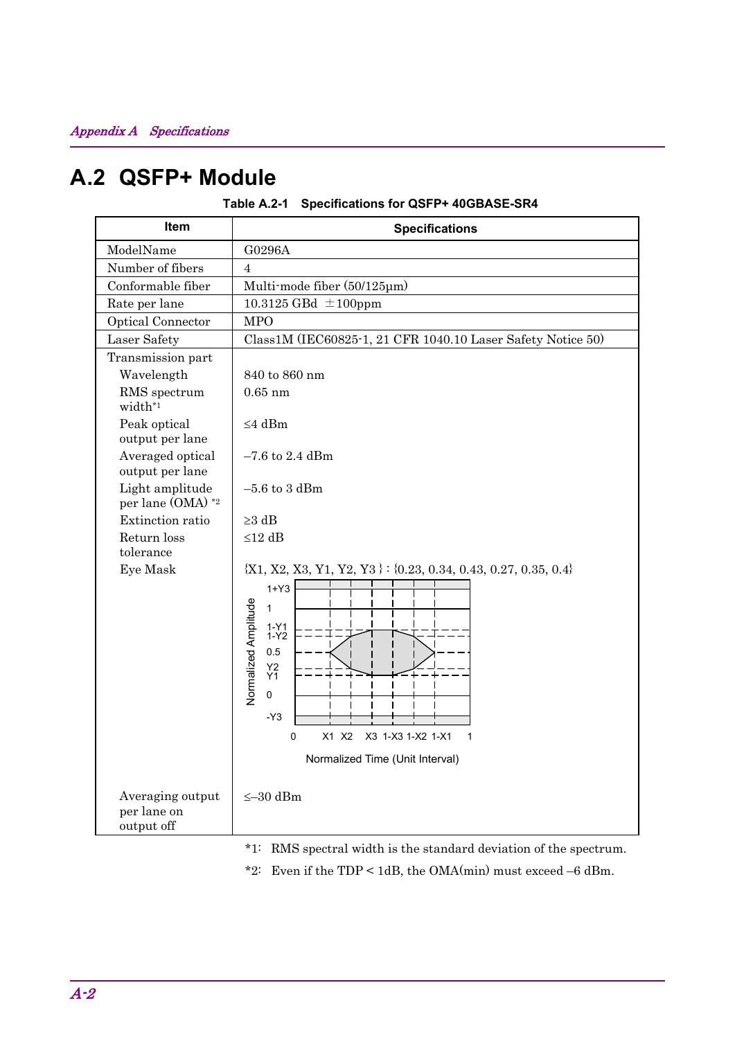# A.2 QSFP+ Module

**Table A.2-1 Specifications for QSFP+ 40GBASE-SR4**

| Item | Specifications |
|---|---|
| ModelName | G0296A |
| Number of fibers | 4 |
| Conformable fiber | Multi-mode fiber (50/125µm) |
| Rate per lane | 10.3125 GBd ±100ppm |
| Optical Connector | MPO |
| Laser Safety | Class1M (IEC60825-1, 21 CFR 1040.10 Laser Safety Notice 50) |
| Transmission part | |
| Wavelength | 840 to 860 nm |
| RMS spectrum width*1 | 0.65 nm |
| Peak optical output per lane | ≤4 dBm |
| Averaged optical output per lane | –7.6 to 2.4 dBm |
| Light amplitude per lane (OMA) *2 | –5.6 to 3 dBm |
| Extinction ratio | ≥3 dB |
| Return loss tolerance | ≤12 dB |
| Eye Mask | {X1, X2, X3, Y1, Y2, Y3 } : {0.23, 0.34, 0.43, 0.27, 0.35, 0.4} |
| Averaging output per lane on output off | ≤–30 dBm |

*1: RMS spectral width is the standard deviation of the spectrum.

*2: Even if the TDP < 1dB, the OMA(min) must exceed –6 dBm.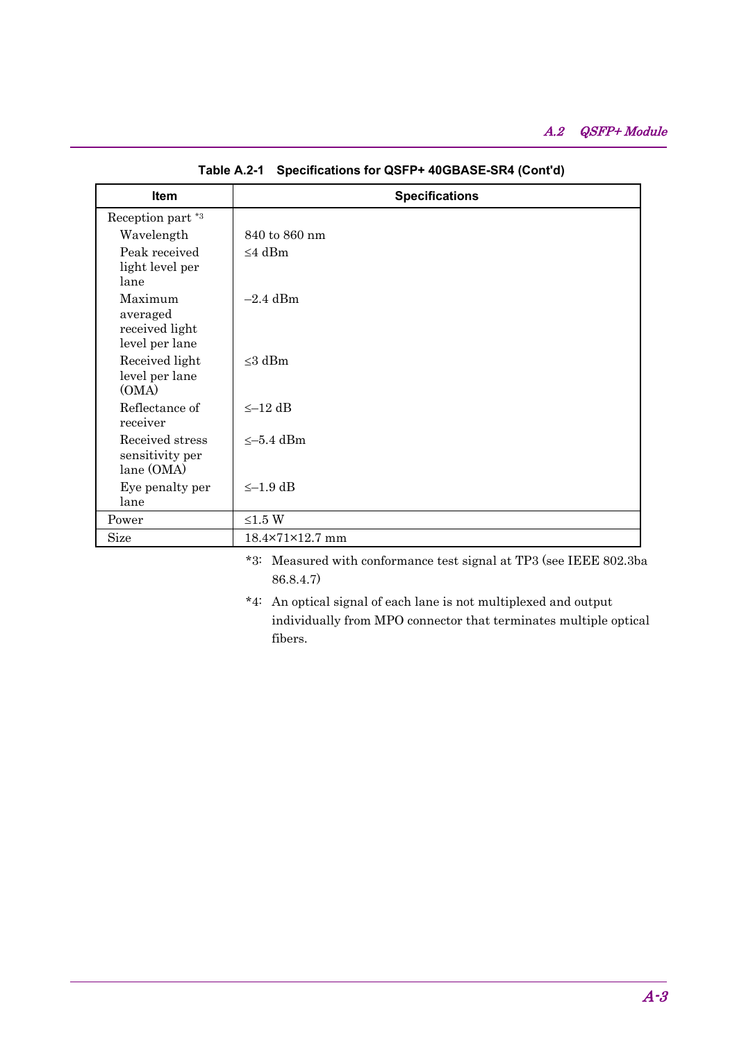Table A.2-1 Specifications for QSFP+ 40GBASE-SR4 (Cont'd)

| Item | Specifications |
|---|---|
| Reception part *3 | |
| Wavelength | 840 to 860 nm |
| Peak received light level per lane | ≤4 dBm |
| Maximum averaged received light level per lane | –2.4 dBm |
| Received light level per lane (OMA) | ≤3 dBm |
| Reflectance of receiver | ≤–12 dB |
| Received stress sensitivity per lane (OMA) | ≤–5.4 dBm |
| Eye penalty per lane | ≤–1.9 dB |
| Power | ≤1.5 W |
| Size | 18.4×71×12.7 mm |

*3: Measured with conformance test signal at TP3 (see IEEE 802.3ba 86.8.4.7)

*4: An optical signal of each lane is not multiplexed and output individually from MPO connector that terminates multiple optical fibers.